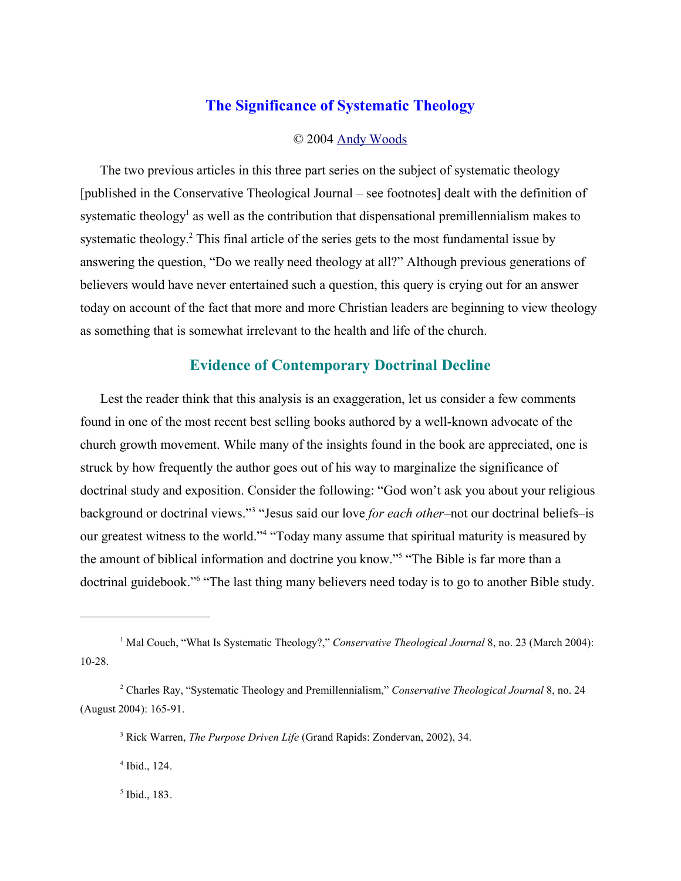# The Significance of Systematic Theology

© 2004 Andy Woods

The two previous articles in this three part series on the subject of systematic theology [published in the Conservative Theological Journal – see footnotes] dealt with the definition of systematic theology[1] as well as the contribution that dispensational premillennialism makes to systematic theology.[2] This final article of the series gets to the most fundamental issue by answering the question, "Do we really need theology at all?" Although previous generations of believers would have never entertained such a question, this query is crying out for an answer today on account of the fact that more and more Christian leaders are beginning to view theology as something that is somewhat irrelevant to the health and life of the church.

## Evidence of Contemporary Doctrinal Decline

Lest the reader think that this analysis is an exaggeration, let us consider a few comments found in one of the most recent best selling books authored by a well-known advocate of the church growth movement. While many of the insights found in the book are appreciated, one is struck by how frequently the author goes out of his way to marginalize the significance of doctrinal study and exposition. Consider the following: "God won't ask you about your religious background or doctrinal views."[3] "Jesus said our love *for each other*–not our doctrinal beliefs–is our greatest witness to the world."[4] "Today many assume that spiritual maturity is measured by the amount of biblical information and doctrine you know."[5] "The Bible is far more than a doctrinal guidebook."[6] "The last thing many believers need today is to go to another Bible study.

---

[1] Mal Couch, "What Is Systematic Theology?," *Conservative Theological Journal* 8, no. 23 (March 2004): 10-28.

[2] Charles Ray, "Systematic Theology and Premillennialism," *Conservative Theological Journal* 8, no. 24 (August 2004): 165-91.

[3] Rick Warren, *The Purpose Driven Life* (Grand Rapids: Zondervan, 2002), 34.

[4] Ibid., 124.

[5] Ibid., 183.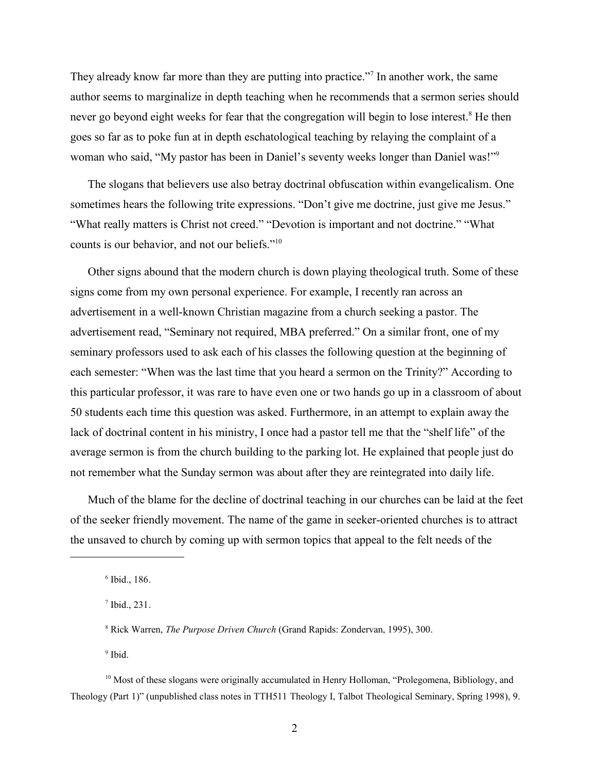They already know far more than they are putting into practice."[7] In another work, the same author seems to marginalize in depth teaching when he recommends that a sermon series should never go beyond eight weeks for fear that the congregation will begin to lose interest.[8] He then goes so far as to poke fun at in depth eschatological teaching by relaying the complaint of a woman who said, "My pastor has been in Daniel's seventy weeks longer than Daniel was!"[9]

The slogans that believers use also betray doctrinal obfuscation within evangelicalism. One sometimes hears the following trite expressions. "Don't give me doctrine, just give me Jesus." "What really matters is Christ not creed." "Devotion is important and not doctrine." "What counts is our behavior, and not our beliefs."[10]

Other signs abound that the modern church is down playing theological truth. Some of these signs come from my own personal experience. For example, I recently ran across an advertisement in a well-known Christian magazine from a church seeking a pastor. The advertisement read, "Seminary not required, MBA preferred." On a similar front, one of my seminary professors used to ask each of his classes the following question at the beginning of each semester: "When was the last time that you heard a sermon on the Trinity?" According to this particular professor, it was rare to have even one or two hands go up in a classroom of about 50 students each time this question was asked. Furthermore, in an attempt to explain away the lack of doctrinal content in his ministry, I once had a pastor tell me that the "shelf life" of the average sermon is from the church building to the parking lot. He explained that people just do not remember what the Sunday sermon was about after they are reintegrated into daily life.

Much of the blame for the decline of doctrinal teaching in our churches can be laid at the feet of the seeker friendly movement. The name of the game in seeker-oriented churches is to attract the unsaved to church by coming up with sermon topics that appeal to the felt needs of the

---

[6] Ibid., 186.

[7] Ibid., 231.

[8] Rick Warren, *The Purpose Driven Church* (Grand Rapids: Zondervan, 1995), 300.

[9] Ibid.

[10] Most of these slogans were originally accumulated in Henry Holloman, "Prolegomena, Bibliology, and Theology (Part 1)" (unpublished class notes in TTH511 Theology I, Talbot Theological Seminary, Spring 1998), 9.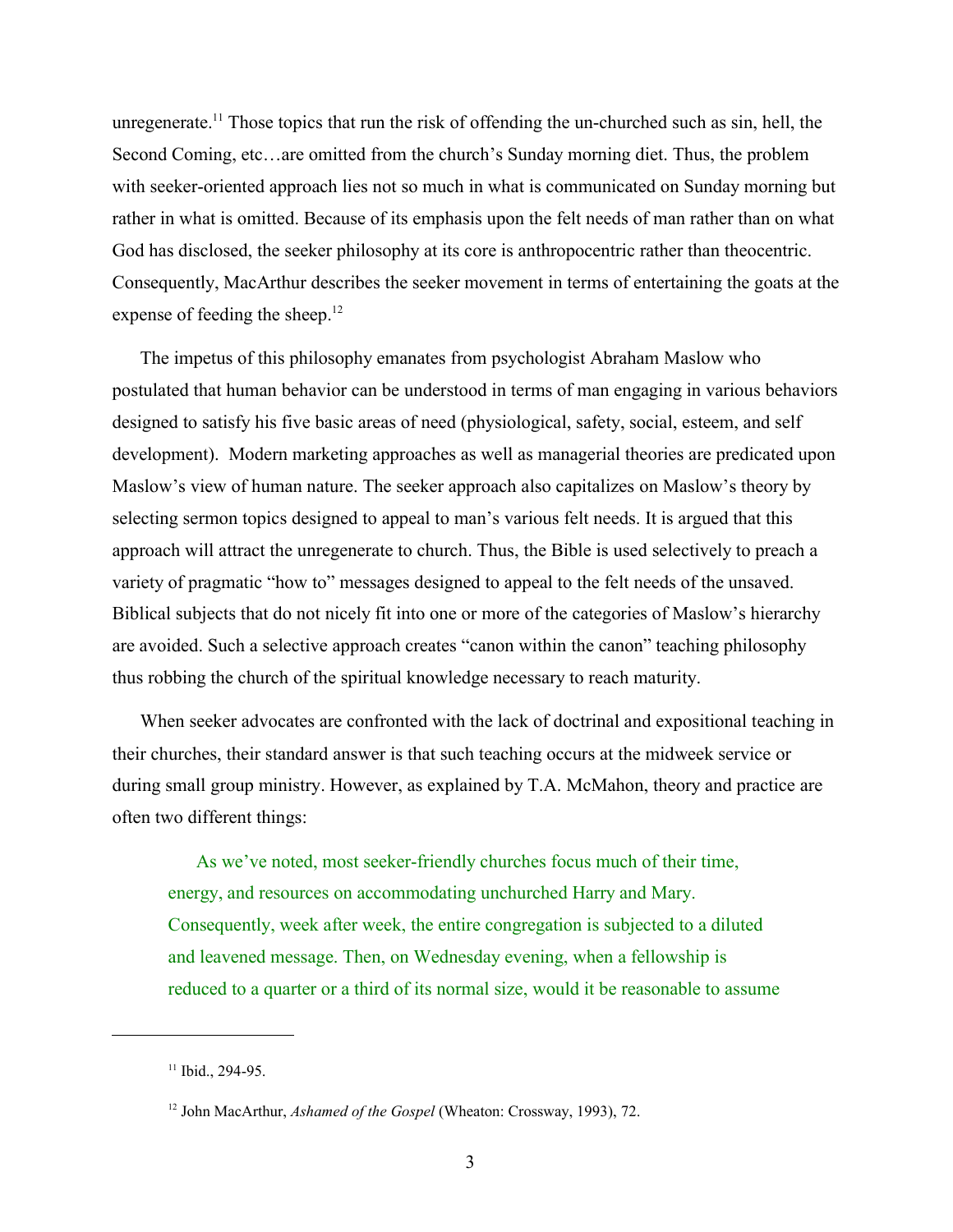unregenerate.[11] Those topics that run the risk of offending the un-churched such as sin, hell, the Second Coming, etc…are omitted from the church's Sunday morning diet. Thus, the problem with seeker-oriented approach lies not so much in what is communicated on Sunday morning but rather in what is omitted. Because of its emphasis upon the felt needs of man rather than on what God has disclosed, the seeker philosophy at its core is anthropocentric rather than theocentric. Consequently, MacArthur describes the seeker movement in terms of entertaining the goats at the expense of feeding the sheep.[12]

The impetus of this philosophy emanates from psychologist Abraham Maslow who postulated that human behavior can be understood in terms of man engaging in various behaviors designed to satisfy his five basic areas of need (physiological, safety, social, esteem, and self development). Modern marketing approaches as well as managerial theories are predicated upon Maslow's view of human nature. The seeker approach also capitalizes on Maslow's theory by selecting sermon topics designed to appeal to man's various felt needs. It is argued that this approach will attract the unregenerate to church. Thus, the Bible is used selectively to preach a variety of pragmatic "how to" messages designed to appeal to the felt needs of the unsaved. Biblical subjects that do not nicely fit into one or more of the categories of Maslow's hierarchy are avoided. Such a selective approach creates "canon within the canon" teaching philosophy thus robbing the church of the spiritual knowledge necessary to reach maturity.

When seeker advocates are confronted with the lack of doctrinal and expositional teaching in their churches, their standard answer is that such teaching occurs at the midweek service or during small group ministry. However, as explained by T.A. McMahon, theory and practice are often two different things:

> As we've noted, most seeker-friendly churches focus much of their time, energy, and resources on accommodating unchurched Harry and Mary. Consequently, week after week, the entire congregation is subjected to a diluted and leavened message. Then, on Wednesday evening, when a fellowship is reduced to a quarter or a third of its normal size, would it be reasonable to assume

---

[11] Ibid., 294-95.

[12] John MacArthur, *Ashamed of the Gospel* (Wheaton: Crossway, 1993), 72.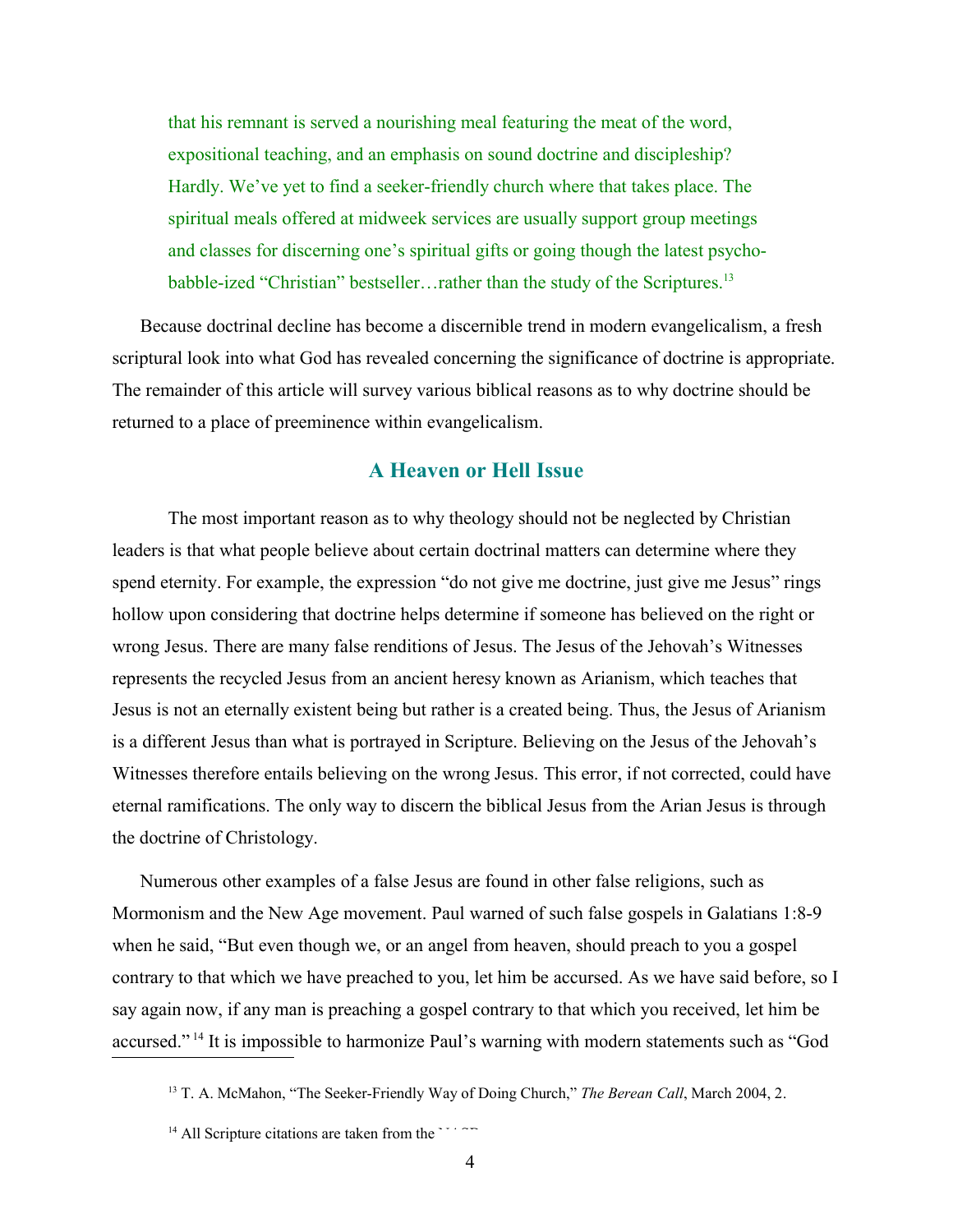that his remnant is served a nourishing meal featuring the meat of the word, expositional teaching, and an emphasis on sound doctrine and discipleship? Hardly. We've yet to find a seeker-friendly church where that takes place. The spiritual meals offered at midweek services are usually support group meetings and classes for discerning one's spiritual gifts or going though the latest psycho-babble-ized "Christian" bestseller…rather than the study of the Scriptures.[13]

Because doctrinal decline has become a discernible trend in modern evangelicalism, a fresh scriptural look into what God has revealed concerning the significance of doctrine is appropriate. The remainder of this article will survey various biblical reasons as to why doctrine should be returned to a place of preeminence within evangelicalism.

## A Heaven or Hell Issue

The most important reason as to why theology should not be neglected by Christian leaders is that what people believe about certain doctrinal matters can determine where they spend eternity. For example, the expression "do not give me doctrine, just give me Jesus" rings hollow upon considering that doctrine helps determine if someone has believed on the right or wrong Jesus. There are many false renditions of Jesus. The Jesus of the Jehovah's Witnesses represents the recycled Jesus from an ancient heresy known as Arianism, which teaches that Jesus is not an eternally existent being but rather is a created being. Thus, the Jesus of Arianism is a different Jesus than what is portrayed in Scripture. Believing on the Jesus of the Jehovah's Witnesses therefore entails believing on the wrong Jesus. This error, if not corrected, could have eternal ramifications. The only way to discern the biblical Jesus from the Arian Jesus is through the doctrine of Christology.

Numerous other examples of a false Jesus are found in other false religions, such as Mormonism and the New Age movement. Paul warned of such false gospels in Galatians 1:8-9 when he said, "But even though we, or an angel from heaven, should preach to you a gospel contrary to that which we have preached to you, let him be accursed. As we have said before, so I say again now, if any man is preaching a gospel contrary to that which you received, let him be accursed."[14] It is impossible to harmonize Paul's warning with modern statements such as "God

---

[13] T. A. McMahon, "The Seeker-Friendly Way of Doing Church," *The Berean Call*, March 2004, 2.

[14] All Scripture citations are taken from the NASB.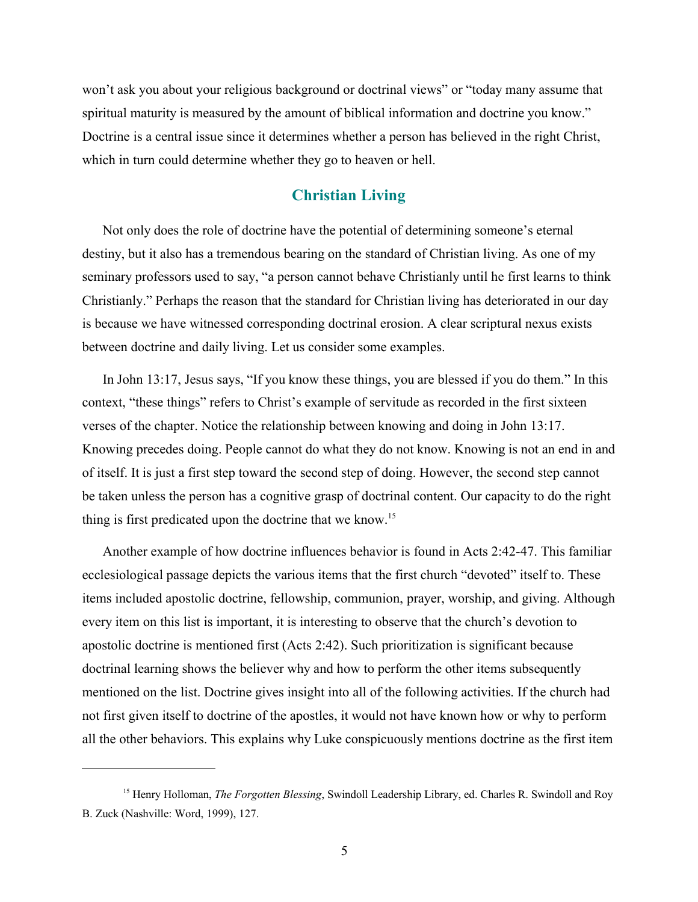won't ask you about your religious background or doctrinal views" or "today many assume that spiritual maturity is measured by the amount of biblical information and doctrine you know." Doctrine is a central issue since it determines whether a person has believed in the right Christ, which in turn could determine whether they go to heaven or hell.

## Christian Living

Not only does the role of doctrine have the potential of determining someone's eternal destiny, but it also has a tremendous bearing on the standard of Christian living. As one of my seminary professors used to say, "a person cannot behave Christianly until he first learns to think Christianly." Perhaps the reason that the standard for Christian living has deteriorated in our day is because we have witnessed corresponding doctrinal erosion. A clear scriptural nexus exists between doctrine and daily living. Let us consider some examples.

In John 13:17, Jesus says, "If you know these things, you are blessed if you do them." In this context, "these things" refers to Christ's example of servitude as recorded in the first sixteen verses of the chapter. Notice the relationship between knowing and doing in John 13:17. Knowing precedes doing. People cannot do what they do not know. Knowing is not an end in and of itself. It is just a first step toward the second step of doing. However, the second step cannot be taken unless the person has a cognitive grasp of doctrinal content. Our capacity to do the right thing is first predicated upon the doctrine that we know.[15]

Another example of how doctrine influences behavior is found in Acts 2:42-47. This familiar ecclesiological passage depicts the various items that the first church "devoted" itself to. These items included apostolic doctrine, fellowship, communion, prayer, worship, and giving. Although every item on this list is important, it is interesting to observe that the church's devotion to apostolic doctrine is mentioned first (Acts 2:42). Such prioritization is significant because doctrinal learning shows the believer why and how to perform the other items subsequently mentioned on the list. Doctrine gives insight into all of the following activities. If the church had not first given itself to doctrine of the apostles, it would not have known how or why to perform all the other behaviors. This explains why Luke conspicuously mentions doctrine as the first item

---

[15] Henry Holloman, *The Forgotten Blessing*, Swindoll Leadership Library, ed. Charles R. Swindoll and Roy B. Zuck (Nashville: Word, 1999), 127.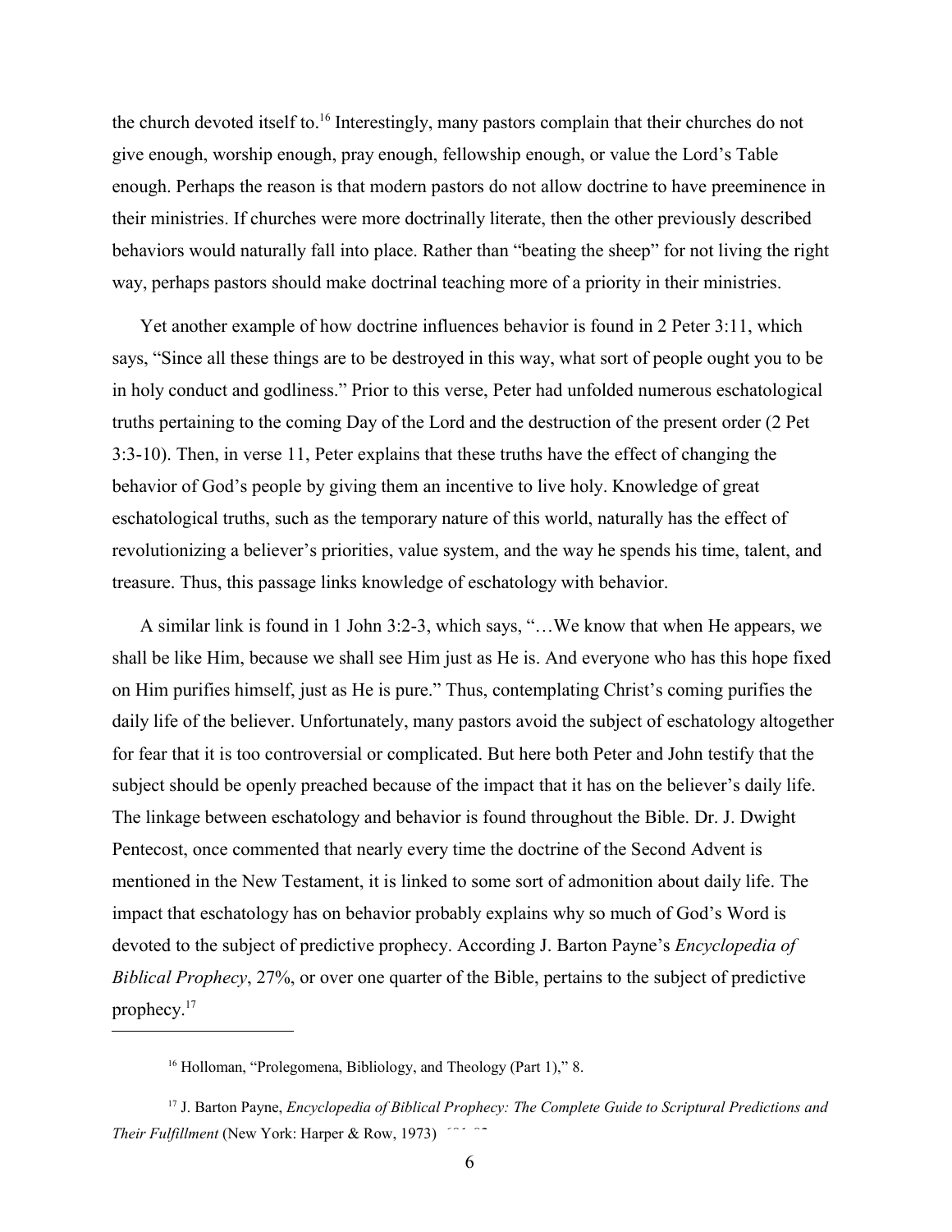the church devoted itself to.[16] Interestingly, many pastors complain that their churches do not give enough, worship enough, pray enough, fellowship enough, or value the Lord's Table enough. Perhaps the reason is that modern pastors do not allow doctrine to have preeminence in their ministries. If churches were more doctrinally literate, then the other previously described behaviors would naturally fall into place. Rather than "beating the sheep" for not living the right way, perhaps pastors should make doctrinal teaching more of a priority in their ministries.

Yet another example of how doctrine influences behavior is found in 2 Peter 3:11, which says, "Since all these things are to be destroyed in this way, what sort of people ought you to be in holy conduct and godliness." Prior to this verse, Peter had unfolded numerous eschatological truths pertaining to the coming Day of the Lord and the destruction of the present order (2 Pet 3:3-10). Then, in verse 11, Peter explains that these truths have the effect of changing the behavior of God's people by giving them an incentive to live holy. Knowledge of great eschatological truths, such as the temporary nature of this world, naturally has the effect of revolutionizing a believer's priorities, value system, and the way he spends his time, talent, and treasure. Thus, this passage links knowledge of eschatology with behavior.

A similar link is found in 1 John 3:2-3, which says, "…We know that when He appears, we shall be like Him, because we shall see Him just as He is. And everyone who has this hope fixed on Him purifies himself, just as He is pure." Thus, contemplating Christ's coming purifies the daily life of the believer. Unfortunately, many pastors avoid the subject of eschatology altogether for fear that it is too controversial or complicated. But here both Peter and John testify that the subject should be openly preached because of the impact that it has on the believer's daily life. The linkage between eschatology and behavior is found throughout the Bible. Dr. J. Dwight Pentecost, once commented that nearly every time the doctrine of the Second Advent is mentioned in the New Testament, it is linked to some sort of admonition about daily life. The impact that eschatology has on behavior probably explains why so much of God's Word is devoted to the subject of predictive prophecy. According J. Barton Payne's *Encyclopedia of Biblical Prophecy*, 27%, or over one quarter of the Bible, pertains to the subject of predictive prophecy.[17]

---

[16] Holloman, "Prolegomena, Bibliology, and Theology (Part 1)," 8.

[17] J. Barton Payne, *Encyclopedia of Biblical Prophecy: The Complete Guide to Scriptural Predictions and Their Fulfillment* (New York: Harper & Row, 1973), 681-82.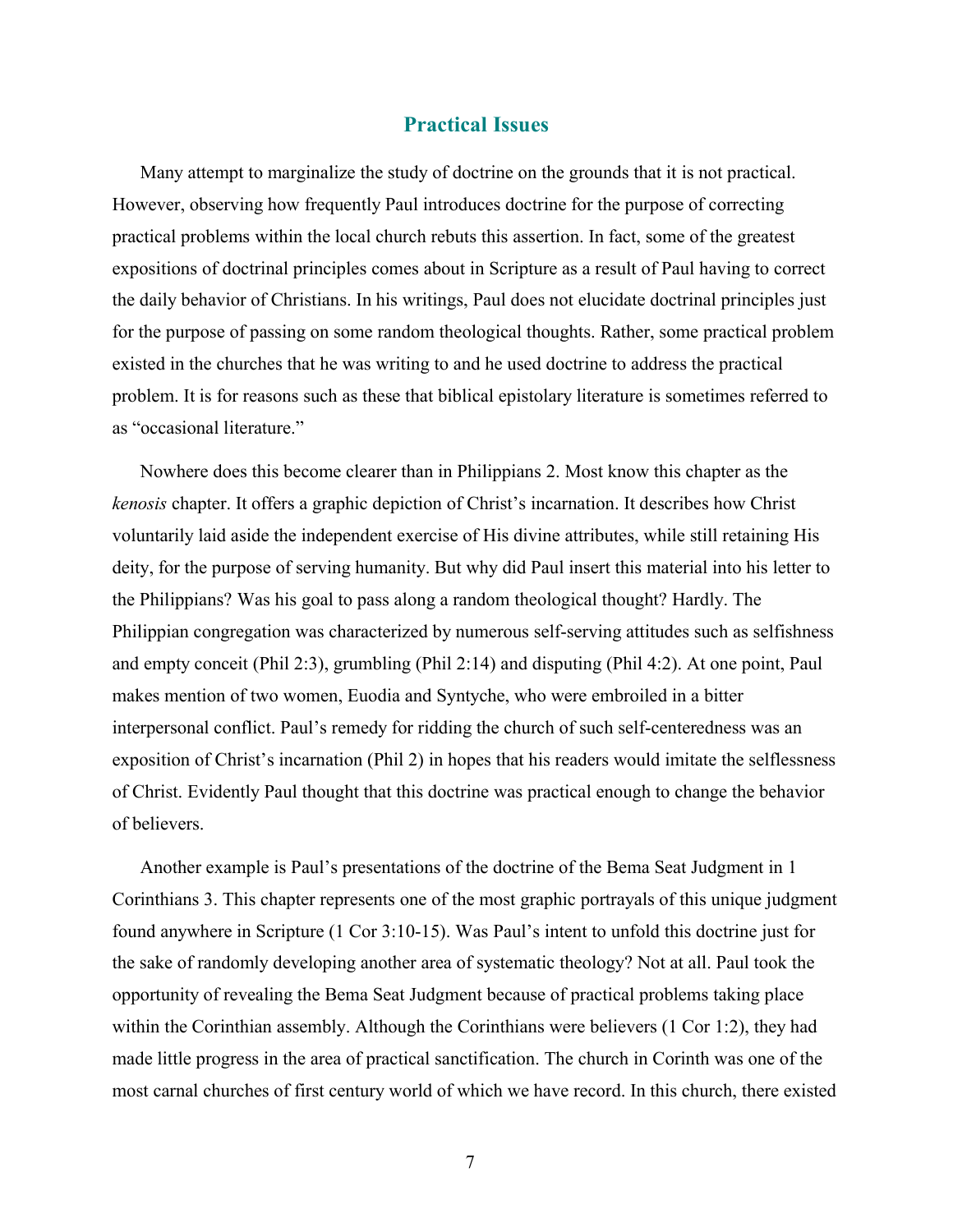## Practical Issues

Many attempt to marginalize the study of doctrine on the grounds that it is not practical. However, observing how frequently Paul introduces doctrine for the purpose of correcting practical problems within the local church rebuts this assertion. In fact, some of the greatest expositions of doctrinal principles comes about in Scripture as a result of Paul having to correct the daily behavior of Christians. In his writings, Paul does not elucidate doctrinal principles just for the purpose of passing on some random theological thoughts. Rather, some practical problem existed in the churches that he was writing to and he used doctrine to address the practical problem. It is for reasons such as these that biblical epistolary literature is sometimes referred to as "occasional literature."

Nowhere does this become clearer than in Philippians 2. Most know this chapter as the *kenosis* chapter. It offers a graphic depiction of Christ's incarnation. It describes how Christ voluntarily laid aside the independent exercise of His divine attributes, while still retaining His deity, for the purpose of serving humanity. But why did Paul insert this material into his letter to the Philippians? Was his goal to pass along a random theological thought? Hardly. The Philippian congregation was characterized by numerous self-serving attitudes such as selfishness and empty conceit (Phil 2:3), grumbling (Phil 2:14) and disputing (Phil 4:2). At one point, Paul makes mention of two women, Euodia and Syntyche, who were embroiled in a bitter interpersonal conflict. Paul's remedy for ridding the church of such self-centeredness was an exposition of Christ's incarnation (Phil 2) in hopes that his readers would imitate the selflessness of Christ. Evidently Paul thought that this doctrine was practical enough to change the behavior of believers.

Another example is Paul's presentations of the doctrine of the Bema Seat Judgment in 1 Corinthians 3. This chapter represents one of the most graphic portrayals of this unique judgment found anywhere in Scripture (1 Cor 3:10-15). Was Paul's intent to unfold this doctrine just for the sake of randomly developing another area of systematic theology? Not at all. Paul took the opportunity of revealing the Bema Seat Judgment because of practical problems taking place within the Corinthian assembly. Although the Corinthians were believers (1 Cor 1:2), they had made little progress in the area of practical sanctification. The church in Corinth was one of the most carnal churches of first century world of which we have record. In this church, there existed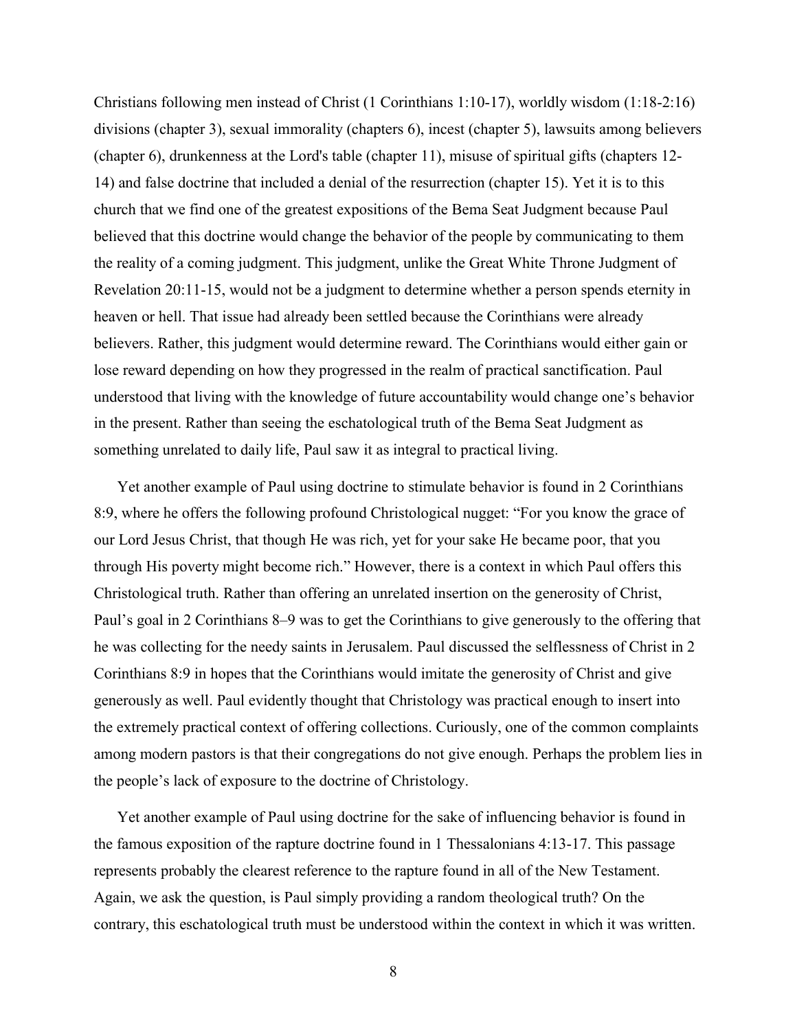Christians following men instead of Christ (1 Corinthians 1:10-17), worldly wisdom (1:18-2:16) divisions (chapter 3), sexual immorality (chapters 6), incest (chapter 5), lawsuits among believers (chapter 6), drunkenness at the Lord's table (chapter 11), misuse of spiritual gifts (chapters 12-14) and false doctrine that included a denial of the resurrection (chapter 15). Yet it is to this church that we find one of the greatest expositions of the Bema Seat Judgment because Paul believed that this doctrine would change the behavior of the people by communicating to them the reality of a coming judgment. This judgment, unlike the Great White Throne Judgment of Revelation 20:11-15, would not be a judgment to determine whether a person spends eternity in heaven or hell. That issue had already been settled because the Corinthians were already believers. Rather, this judgment would determine reward. The Corinthians would either gain or lose reward depending on how they progressed in the realm of practical sanctification. Paul understood that living with the knowledge of future accountability would change one's behavior in the present. Rather than seeing the eschatological truth of the Bema Seat Judgment as something unrelated to daily life, Paul saw it as integral to practical living.

Yet another example of Paul using doctrine to stimulate behavior is found in 2 Corinthians 8:9, where he offers the following profound Christological nugget: "For you know the grace of our Lord Jesus Christ, that though He was rich, yet for your sake He became poor, that you through His poverty might become rich." However, there is a context in which Paul offers this Christological truth. Rather than offering an unrelated insertion on the generosity of Christ, Paul's goal in 2 Corinthians 8–9 was to get the Corinthians to give generously to the offering that he was collecting for the needy saints in Jerusalem. Paul discussed the selflessness of Christ in 2 Corinthians 8:9 in hopes that the Corinthians would imitate the generosity of Christ and give generously as well. Paul evidently thought that Christology was practical enough to insert into the extremely practical context of offering collections. Curiously, one of the common complaints among modern pastors is that their congregations do not give enough. Perhaps the problem lies in the people's lack of exposure to the doctrine of Christology.

Yet another example of Paul using doctrine for the sake of influencing behavior is found in the famous exposition of the rapture doctrine found in 1 Thessalonians 4:13-17. This passage represents probably the clearest reference to the rapture found in all of the New Testament. Again, we ask the question, is Paul simply providing a random theological truth? On the contrary, this eschatological truth must be understood within the context in which it was written.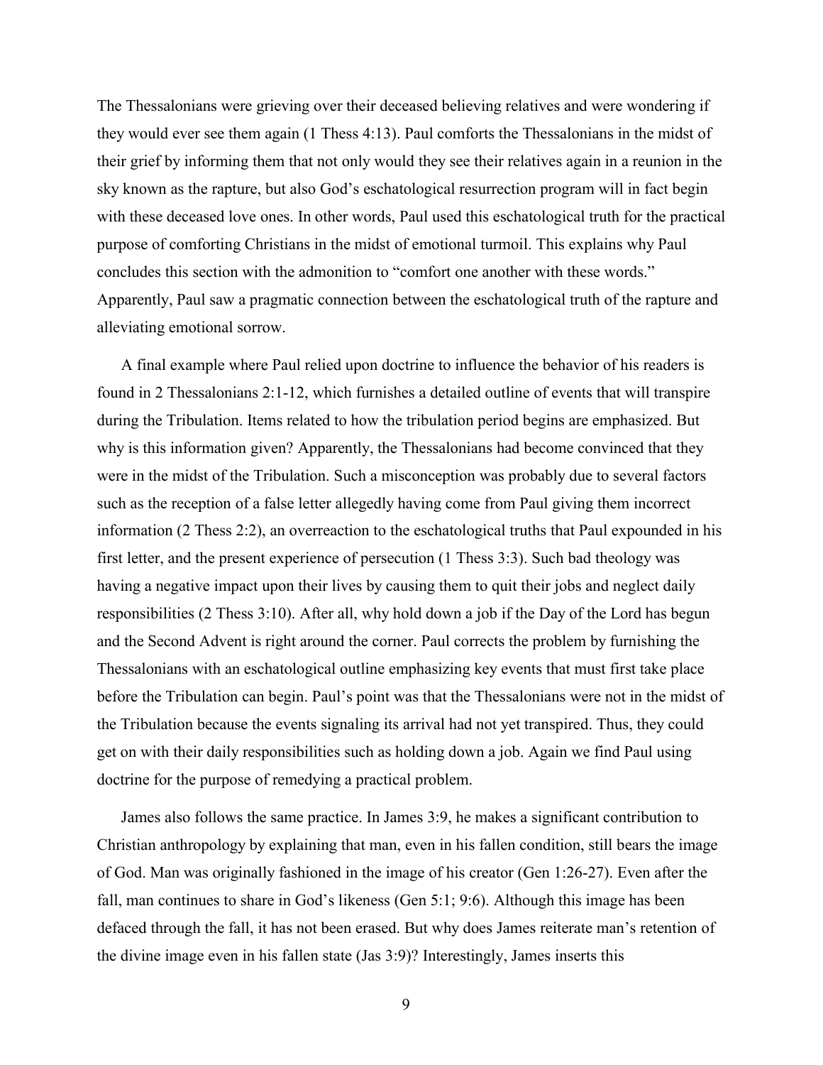The Thessalonians were grieving over their deceased believing relatives and were wondering if they would ever see them again (1 Thess 4:13). Paul comforts the Thessalonians in the midst of their grief by informing them that not only would they see their relatives again in a reunion in the sky known as the rapture, but also God's eschatological resurrection program will in fact begin with these deceased love ones. In other words, Paul used this eschatological truth for the practical purpose of comforting Christians in the midst of emotional turmoil. This explains why Paul concludes this section with the admonition to "comfort one another with these words." Apparently, Paul saw a pragmatic connection between the eschatological truth of the rapture and alleviating emotional sorrow.

A final example where Paul relied upon doctrine to influence the behavior of his readers is found in 2 Thessalonians 2:1-12, which furnishes a detailed outline of events that will transpire during the Tribulation. Items related to how the tribulation period begins are emphasized. But why is this information given? Apparently, the Thessalonians had become convinced that they were in the midst of the Tribulation. Such a misconception was probably due to several factors such as the reception of a false letter allegedly having come from Paul giving them incorrect information (2 Thess 2:2), an overreaction to the eschatological truths that Paul expounded in his first letter, and the present experience of persecution (1 Thess 3:3). Such bad theology was having a negative impact upon their lives by causing them to quit their jobs and neglect daily responsibilities (2 Thess 3:10). After all, why hold down a job if the Day of the Lord has begun and the Second Advent is right around the corner. Paul corrects the problem by furnishing the Thessalonians with an eschatological outline emphasizing key events that must first take place before the Tribulation can begin. Paul's point was that the Thessalonians were not in the midst of the Tribulation because the events signaling its arrival had not yet transpired. Thus, they could get on with their daily responsibilities such as holding down a job. Again we find Paul using doctrine for the purpose of remedying a practical problem.

James also follows the same practice. In James 3:9, he makes a significant contribution to Christian anthropology by explaining that man, even in his fallen condition, still bears the image of God. Man was originally fashioned in the image of his creator (Gen 1:26-27). Even after the fall, man continues to share in God's likeness (Gen 5:1; 9:6). Although this image has been defaced through the fall, it has not been erased. But why does James reiterate man's retention of the divine image even in his fallen state (Jas 3:9)? Interestingly, James inserts this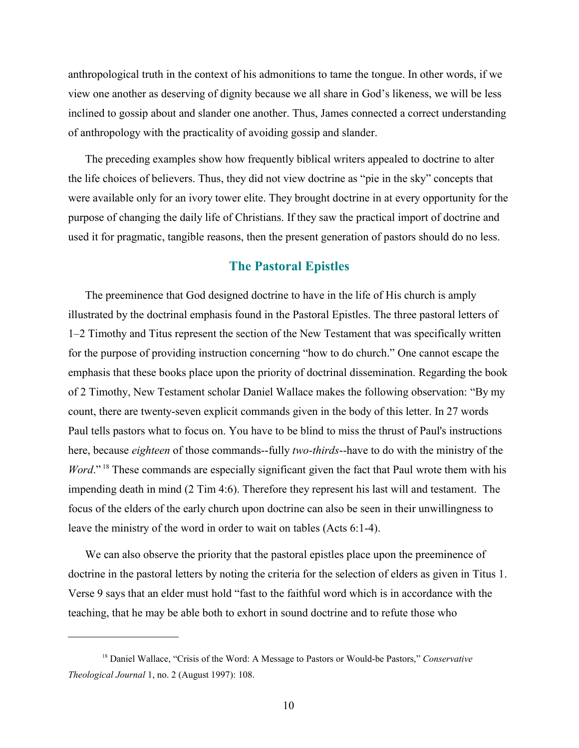anthropological truth in the context of his admonitions to tame the tongue. In other words, if we view one another as deserving of dignity because we all share in God's likeness, we will be less inclined to gossip about and slander one another. Thus, James connected a correct understanding of anthropology with the practicality of avoiding gossip and slander.

The preceding examples show how frequently biblical writers appealed to doctrine to alter the life choices of believers. Thus, they did not view doctrine as "pie in the sky" concepts that were available only for an ivory tower elite. They brought doctrine in at every opportunity for the purpose of changing the daily life of Christians. If they saw the practical import of doctrine and used it for pragmatic, tangible reasons, then the present generation of pastors should do no less.

## The Pastoral Epistles

The preeminence that God designed doctrine to have in the life of His church is amply illustrated by the doctrinal emphasis found in the Pastoral Epistles. The three pastoral letters of 1–2 Timothy and Titus represent the section of the New Testament that was specifically written for the purpose of providing instruction concerning "how to do church." One cannot escape the emphasis that these books place upon the priority of doctrinal dissemination. Regarding the book of 2 Timothy, New Testament scholar Daniel Wallace makes the following observation: "By my count, there are twenty-seven explicit commands given in the body of this letter. In 27 words Paul tells pastors what to focus on. You have to be blind to miss the thrust of Paul's instructions here, because *eighteen* of those commands--fully *two-thirds*--have to do with the ministry of the *Word*."[18] These commands are especially significant given the fact that Paul wrote them with his impending death in mind (2 Tim 4:6). Therefore they represent his last will and testament. The focus of the elders of the early church upon doctrine can also be seen in their unwillingness to leave the ministry of the word in order to wait on tables (Acts 6:1-4).

We can also observe the priority that the pastoral epistles place upon the preeminence of doctrine in the pastoral letters by noting the criteria for the selection of elders as given in Titus 1. Verse 9 says that an elder must hold "fast to the faithful word which is in accordance with the teaching, that he may be able both to exhort in sound doctrine and to refute those who

---

[18] Daniel Wallace, "Crisis of the Word: A Message to Pastors or Would-be Pastors," *Conservative Theological Journal* 1, no. 2 (August 1997): 108.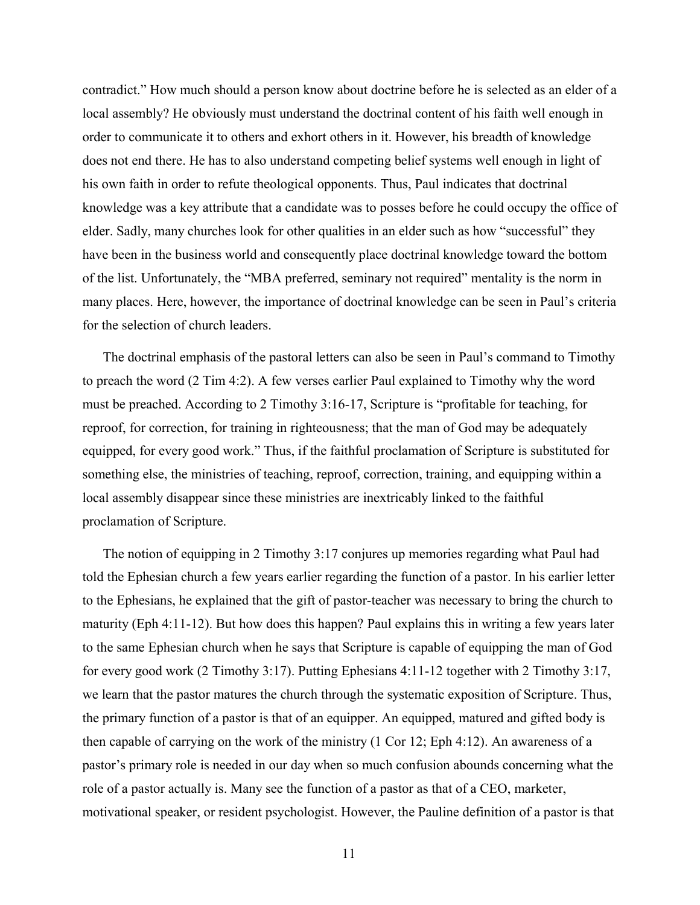contradict." How much should a person know about doctrine before he is selected as an elder of a local assembly? He obviously must understand the doctrinal content of his faith well enough in order to communicate it to others and exhort others in it. However, his breadth of knowledge does not end there. He has to also understand competing belief systems well enough in light of his own faith in order to refute theological opponents. Thus, Paul indicates that doctrinal knowledge was a key attribute that a candidate was to posses before he could occupy the office of elder. Sadly, many churches look for other qualities in an elder such as how "successful" they have been in the business world and consequently place doctrinal knowledge toward the bottom of the list. Unfortunately, the "MBA preferred, seminary not required" mentality is the norm in many places. Here, however, the importance of doctrinal knowledge can be seen in Paul's criteria for the selection of church leaders.

The doctrinal emphasis of the pastoral letters can also be seen in Paul's command to Timothy to preach the word (2 Tim 4:2). A few verses earlier Paul explained to Timothy why the word must be preached. According to 2 Timothy 3:16-17, Scripture is "profitable for teaching, for reproof, for correction, for training in righteousness; that the man of God may be adequately equipped, for every good work." Thus, if the faithful proclamation of Scripture is substituted for something else, the ministries of teaching, reproof, correction, training, and equipping within a local assembly disappear since these ministries are inextricably linked to the faithful proclamation of Scripture.

The notion of equipping in 2 Timothy 3:17 conjures up memories regarding what Paul had told the Ephesian church a few years earlier regarding the function of a pastor. In his earlier letter to the Ephesians, he explained that the gift of pastor-teacher was necessary to bring the church to maturity (Eph 4:11-12). But how does this happen? Paul explains this in writing a few years later to the same Ephesian church when he says that Scripture is capable of equipping the man of God for every good work (2 Timothy 3:17). Putting Ephesians 4:11-12 together with 2 Timothy 3:17, we learn that the pastor matures the church through the systematic exposition of Scripture. Thus, the primary function of a pastor is that of an equipper. An equipped, matured and gifted body is then capable of carrying on the work of the ministry (1 Cor 12; Eph 4:12). An awareness of a pastor's primary role is needed in our day when so much confusion abounds concerning what the role of a pastor actually is. Many see the function of a pastor as that of a CEO, marketer, motivational speaker, or resident psychologist. However, the Pauline definition of a pastor is that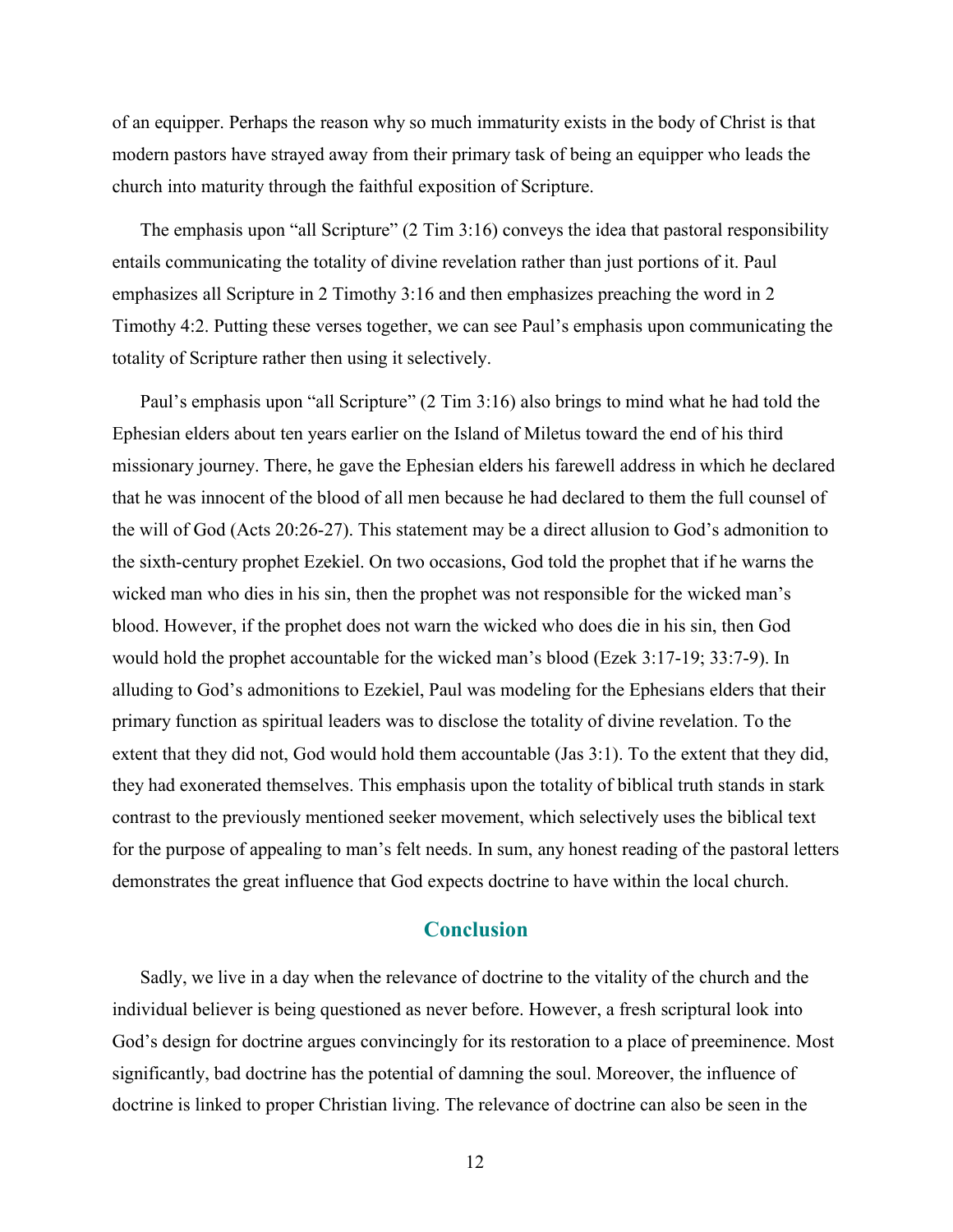of an equipper. Perhaps the reason why so much immaturity exists in the body of Christ is that modern pastors have strayed away from their primary task of being an equipper who leads the church into maturity through the faithful exposition of Scripture.

The emphasis upon "all Scripture" (2 Tim 3:16) conveys the idea that pastoral responsibility entails communicating the totality of divine revelation rather than just portions of it. Paul emphasizes all Scripture in 2 Timothy 3:16 and then emphasizes preaching the word in 2 Timothy 4:2. Putting these verses together, we can see Paul's emphasis upon communicating the totality of Scripture rather then using it selectively.

Paul's emphasis upon "all Scripture" (2 Tim 3:16) also brings to mind what he had told the Ephesian elders about ten years earlier on the Island of Miletus toward the end of his third missionary journey. There, he gave the Ephesian elders his farewell address in which he declared that he was innocent of the blood of all men because he had declared to them the full counsel of the will of God (Acts 20:26-27). This statement may be a direct allusion to God's admonition to the sixth-century prophet Ezekiel. On two occasions, God told the prophet that if he warns the wicked man who dies in his sin, then the prophet was not responsible for the wicked man's blood. However, if the prophet does not warn the wicked who does die in his sin, then God would hold the prophet accountable for the wicked man's blood (Ezek 3:17-19; 33:7-9). In alluding to God's admonitions to Ezekiel, Paul was modeling for the Ephesians elders that their primary function as spiritual leaders was to disclose the totality of divine revelation. To the extent that they did not, God would hold them accountable (Jas 3:1). To the extent that they did, they had exonerated themselves. This emphasis upon the totality of biblical truth stands in stark contrast to the previously mentioned seeker movement, which selectively uses the biblical text for the purpose of appealing to man's felt needs. In sum, any honest reading of the pastoral letters demonstrates the great influence that God expects doctrine to have within the local church.

## Conclusion

Sadly, we live in a day when the relevance of doctrine to the vitality of the church and the individual believer is being questioned as never before. However, a fresh scriptural look into God's design for doctrine argues convincingly for its restoration to a place of preeminence. Most significantly, bad doctrine has the potential of damning the soul. Moreover, the influence of doctrine is linked to proper Christian living. The relevance of doctrine can also be seen in the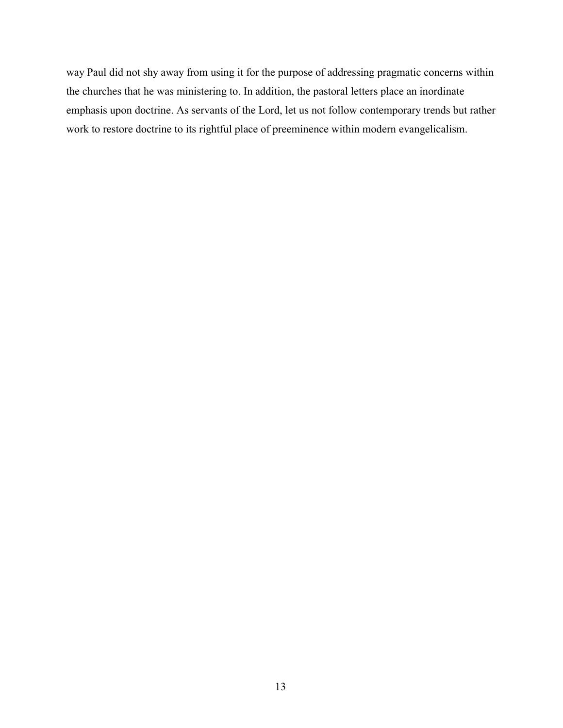way Paul did not shy away from using it for the purpose of addressing pragmatic concerns within the churches that he was ministering to. In addition, the pastoral letters place an inordinate emphasis upon doctrine. As servants of the Lord, let us not follow contemporary trends but rather work to restore doctrine to its rightful place of preeminence within modern evangelicalism.